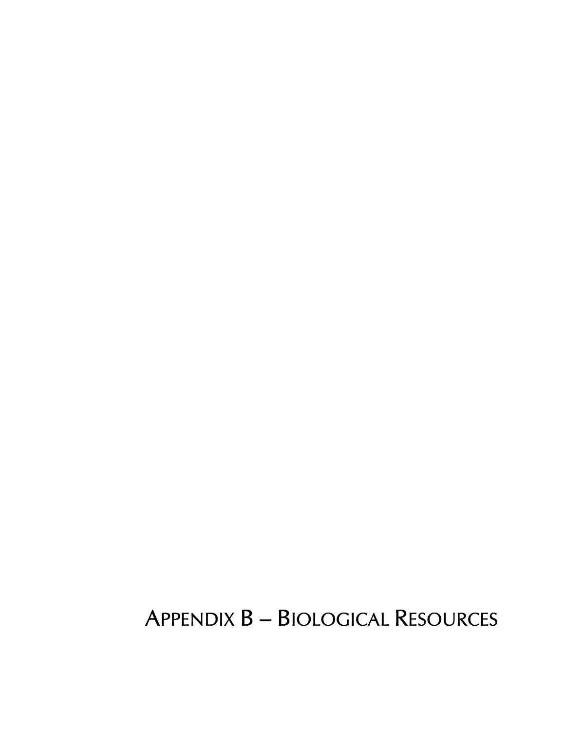# APPENDIX B – BIOLOGICAL RESOURCES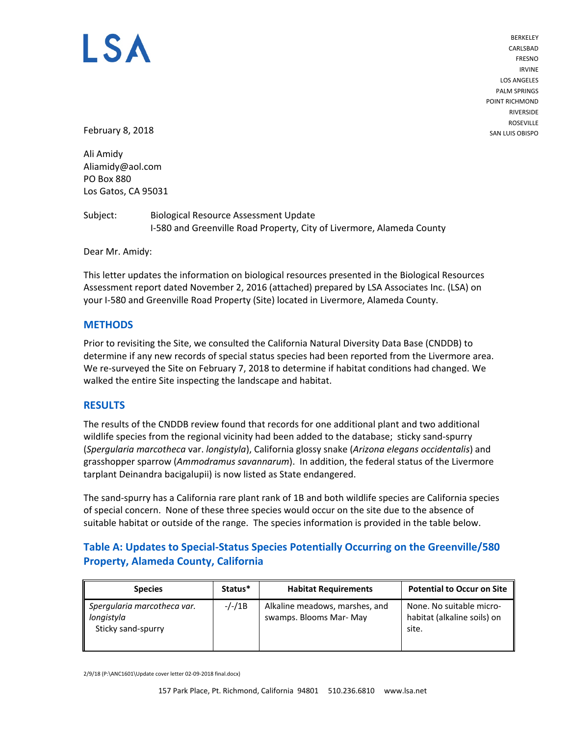# LSA

BERKELEY
CARLSBAD
FRESNO
IRVINE
LOS ANGELES
PALM SPRINGS
POINT RICHMOND
RIVERSIDE
ROSEVILLE
SAN LUIS OBISPO

February 8, 2018

Ali Amidy
Aliamidy@aol.com
PO Box 880
Los Gatos, CA 95031

Subject: Biological Resource Assessment Update
I-580 and Greenville Road Property, City of Livermore, Alameda County

Dear Mr. Amidy:

This letter updates the information on biological resources presented in the Biological Resources Assessment report dated November 2, 2016 (attached) prepared by LSA Associates Inc. (LSA) on your I-580 and Greenville Road Property (Site) located in Livermore, Alameda County.

## METHODS

Prior to revisiting the Site, we consulted the California Natural Diversity Data Base (CNDDB) to determine if any new records of special status species had been reported from the Livermore area. We re-surveyed the Site on February 7, 2018 to determine if habitat conditions had changed. We walked the entire Site inspecting the landscape and habitat.

## RESULTS

The results of the CNDDB review found that records for one additional plant and two additional wildlife species from the regional vicinity had been added to the database; sticky sand-spurry (*Spergularia marcotheca* var. *longistyla*), California glossy snake (*Arizona elegans occidentalis*) and grasshopper sparrow (*Ammodramus savannarum*). In addition, the federal status of the Livermore tarplant Deinandra bacigalupii) is now listed as State endangered.

The sand-spurry has a California rare plant rank of 1B and both wildlife species are California species of special concern. None of these three species would occur on the site due to the absence of suitable habitat or outside of the range. The species information is provided in the table below.

### Table A: Updates to Special-Status Species Potentially Occurring on the Greenville/580 Property, Alameda County, California

| Species | Status* | Habitat Requirements | Potential to Occur on Site |
|---|---|---|---|
| *Spergularia marcotheca var. longistyla* Sticky sand-spurry | -/-/1B | Alkaline meadows, marshes, and swamps. Blooms Mar- May | None. No suitable micro-habitat (alkaline soils) on site. |

2/9/18 (P:\ANC1601\Update cover letter 02-09-2018 final.docx)

157 Park Place, Pt. Richmond, California 94801 510.236.6810 www.lsa.net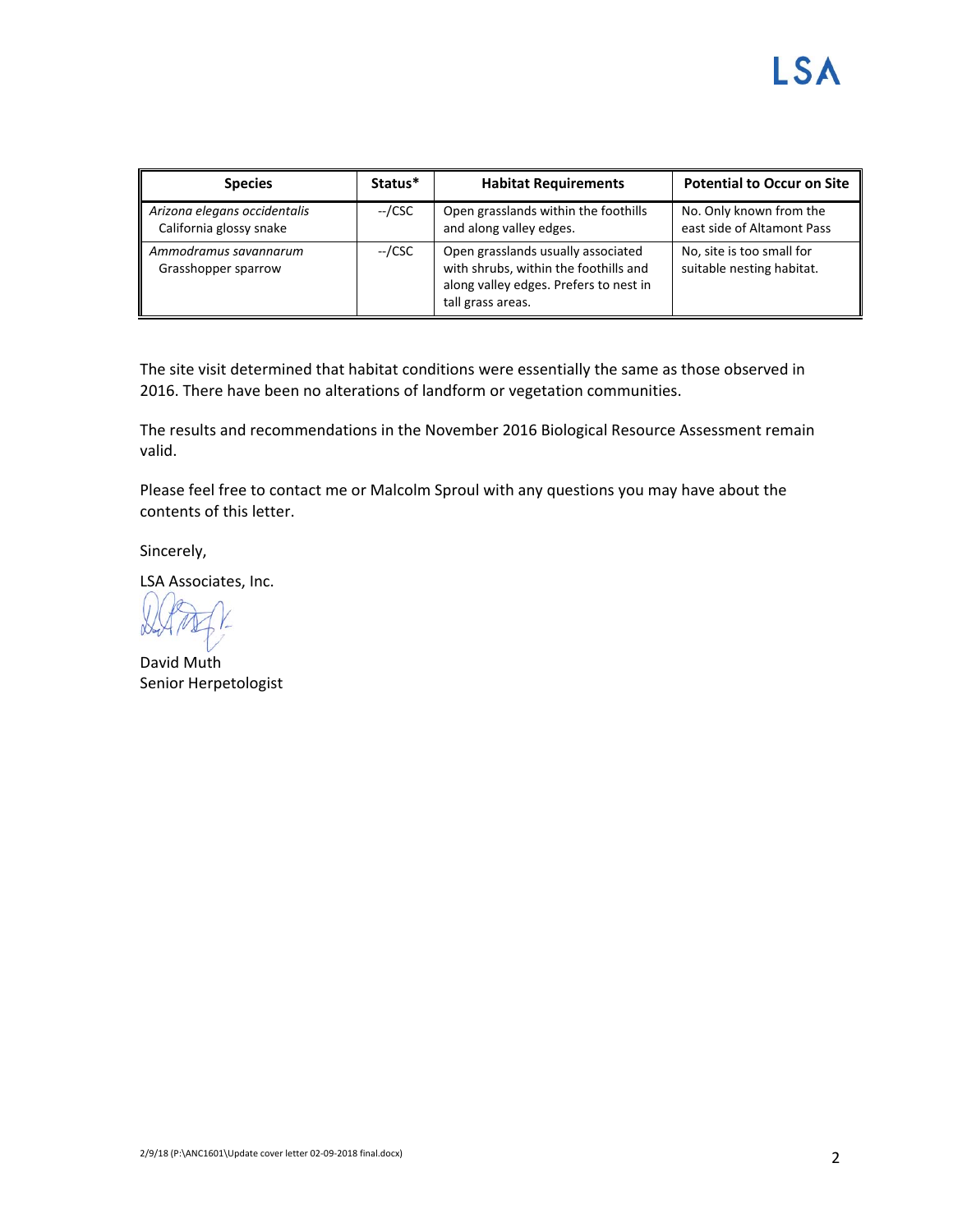| Species | Status* | Habitat Requirements | Potential to Occur on Site |
| --- | --- | --- | --- |
| *Arizona elegans occidentalis* California glossy snake | --/CSC | Open grasslands within the foothills and along valley edges. | No. Only known from the east side of Altamont Pass |
| *Ammodramus savannarum* Grasshopper sparrow | --/CSC | Open grasslands usually associated with shrubs, within the foothills and along valley edges. Prefers to nest in tall grass areas. | No, site is too small for suitable nesting habitat. |

The site visit determined that habitat conditions were essentially the same as those observed in 2016. There have been no alterations of landform or vegetation communities.

The results and recommendations in the November 2016 Biological Resource Assessment remain valid.

Please feel free to contact me or Malcolm Sproul with any questions you may have about the contents of this letter.

Sincerely,

LSA Associates, Inc.

David Muth
Senior Herpetologist

2/9/18 (P:\ANC1601\Update cover letter 02-09-2018 final.docx)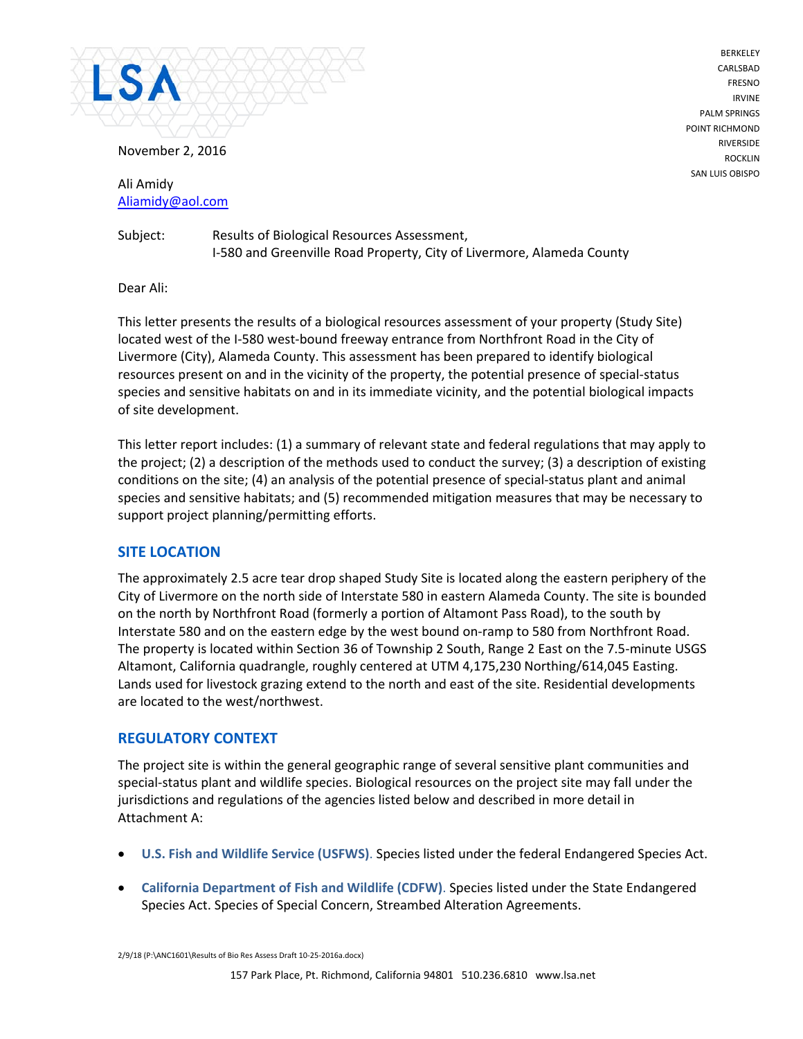November 2, 2016

Ali Amidy
Aliamidy@aol.com

Subject: Results of Biological Resources Assessment, I-580 and Greenville Road Property, City of Livermore, Alameda County

Dear Ali:

This letter presents the results of a biological resources assessment of your property (Study Site) located west of the I-580 west-bound freeway entrance from Northfront Road in the City of Livermore (City), Alameda County. This assessment has been prepared to identify biological resources present on and in the vicinity of the property, the potential presence of special-status species and sensitive habitats on and in its immediate vicinity, and the potential biological impacts of site development.

This letter report includes: (1) a summary of relevant state and federal regulations that may apply to the project; (2) a description of the methods used to conduct the survey; (3) a description of existing conditions on the site; (4) an analysis of the potential presence of special-status plant and animal species and sensitive habitats; and (5) recommended mitigation measures that may be necessary to support project planning/permitting efforts.

## SITE LOCATION

The approximately 2.5 acre tear drop shaped Study Site is located along the eastern periphery of the City of Livermore on the north side of Interstate 580 in eastern Alameda County. The site is bounded on the north by Northfront Road (formerly a portion of Altamont Pass Road), to the south by Interstate 580 and on the eastern edge by the west bound on-ramp to 580 from Northfront Road. The property is located within Section 36 of Township 2 South, Range 2 East on the 7.5-minute USGS Altamont, California quadrangle, roughly centered at UTM 4,175,230 Northing/614,045 Easting. Lands used for livestock grazing extend to the north and east of the site. Residential developments are located to the west/northwest.

## REGULATORY CONTEXT

The project site is within the general geographic range of several sensitive plant communities and special-status plant and wildlife species. Biological resources on the project site may fall under the jurisdictions and regulations of the agencies listed below and described in more detail in Attachment A:

- **U.S. Fish and Wildlife Service (USFWS).** Species listed under the federal Endangered Species Act.
- **California Department of Fish and Wildlife (CDFW).** Species listed under the State Endangered Species Act. Species of Special Concern, Streambed Alteration Agreements.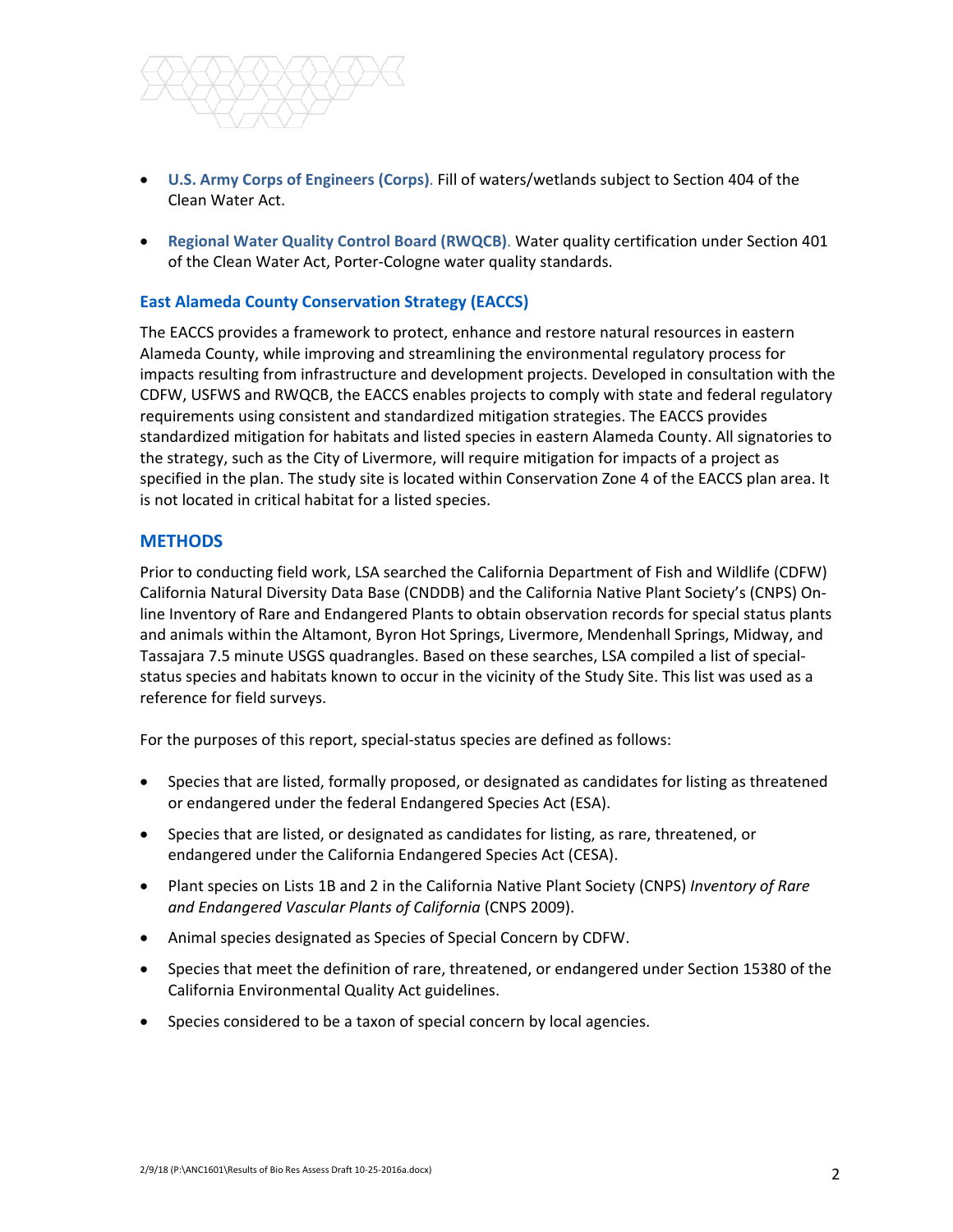- **U.S. Army Corps of Engineers (Corps)**. Fill of waters/wetlands subject to Section 404 of the Clean Water Act.

- **Regional Water Quality Control Board (RWQCB)**. Water quality certification under Section 401 of the Clean Water Act, Porter-Cologne water quality standards.

### East Alameda County Conservation Strategy (EACCS)

The EACCS provides a framework to protect, enhance and restore natural resources in eastern Alameda County, while improving and streamlining the environmental regulatory process for impacts resulting from infrastructure and development projects. Developed in consultation with the CDFW, USFWS and RWQCB, the EACCS enables projects to comply with state and federal regulatory requirements using consistent and standardized mitigation strategies. The EACCS provides standardized mitigation for habitats and listed species in eastern Alameda County. All signatories to the strategy, such as the City of Livermore, will require mitigation for impacts of a project as specified in the plan. The study site is located within Conservation Zone 4 of the EACCS plan area. It is not located in critical habitat for a listed species.

## METHODS

Prior to conducting field work, LSA searched the California Department of Fish and Wildlife (CDFW) California Natural Diversity Data Base (CNDDB) and the California Native Plant Society's (CNPS) On-line Inventory of Rare and Endangered Plants to obtain observation records for special status plants and animals within the Altamont, Byron Hot Springs, Livermore, Mendenhall Springs, Midway, and Tassajara 7.5 minute USGS quadrangles. Based on these searches, LSA compiled a list of special-status species and habitats known to occur in the vicinity of the Study Site. This list was used as a reference for field surveys.

For the purposes of this report, special-status species are defined as follows:

- Species that are listed, formally proposed, or designated as candidates for listing as threatened or endangered under the federal Endangered Species Act (ESA).
- Species that are listed, or designated as candidates for listing, as rare, threatened, or endangered under the California Endangered Species Act (CESA).
- Plant species on Lists 1B and 2 in the California Native Plant Society (CNPS) *Inventory of Rare and Endangered Vascular Plants of California* (CNPS 2009).
- Animal species designated as Species of Special Concern by CDFW.
- Species that meet the definition of rare, threatened, or endangered under Section 15380 of the California Environmental Quality Act guidelines.
- Species considered to be a taxon of special concern by local agencies.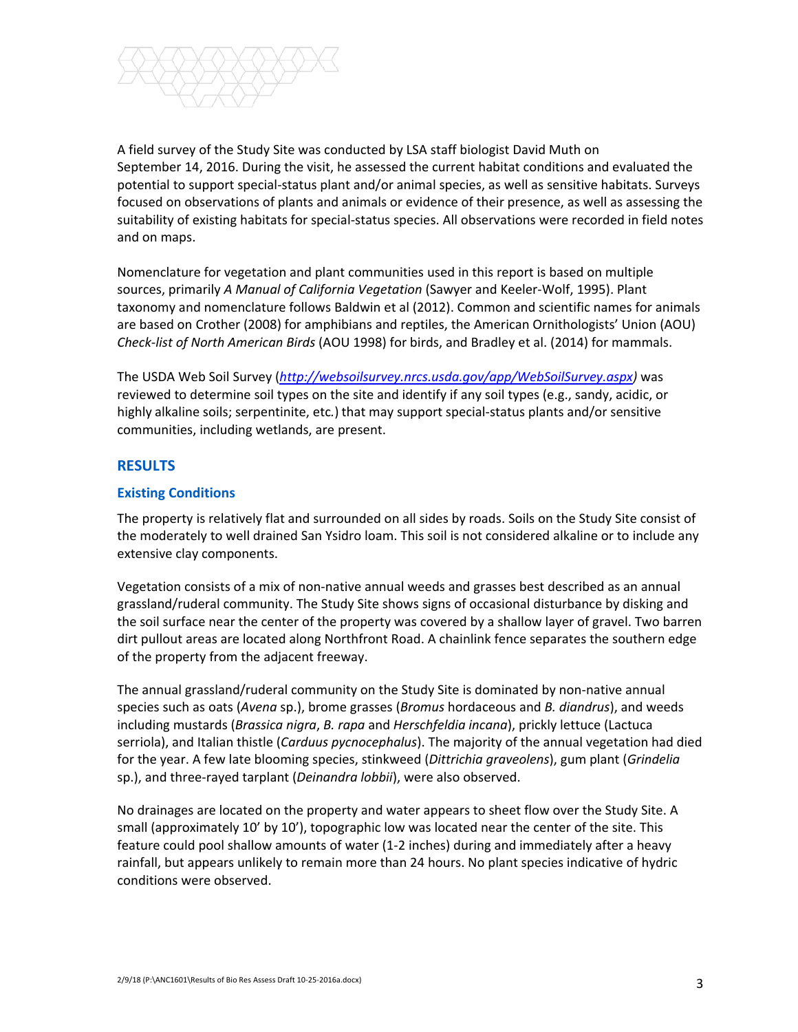A field survey of the Study Site was conducted by LSA staff biologist David Muth on September 14, 2016. During the visit, he assessed the current habitat conditions and evaluated the potential to support special-status plant and/or animal species, as well as sensitive habitats. Surveys focused on observations of plants and animals or evidence of their presence, as well as assessing the suitability of existing habitats for special-status species. All observations were recorded in field notes and on maps.

Nomenclature for vegetation and plant communities used in this report is based on multiple sources, primarily *A Manual of California Vegetation* (Sawyer and Keeler-Wolf, 1995). Plant taxonomy and nomenclature follows Baldwin et al (2012). Common and scientific names for animals are based on Crother (2008) for amphibians and reptiles, the American Ornithologists' Union (AOU) *Check-list of North American Birds* (AOU 1998) for birds, and Bradley et al. (2014) for mammals.

The USDA Web Soil Survey (*http://websoilsurvey.nrcs.usda.gov/app/WebSoilSurvey.aspx)* was reviewed to determine soil types on the site and identify if any soil types (e.g., sandy, acidic, or highly alkaline soils; serpentinite, etc.) that may support special-status plants and/or sensitive communities, including wetlands, are present.

## RESULTS

### Existing Conditions

The property is relatively flat and surrounded on all sides by roads. Soils on the Study Site consist of the moderately to well drained San Ysidro loam. This soil is not considered alkaline or to include any extensive clay components.

Vegetation consists of a mix of non-native annual weeds and grasses best described as an annual grassland/ruderal community. The Study Site shows signs of occasional disturbance by disking and the soil surface near the center of the property was covered by a shallow layer of gravel. Two barren dirt pullout areas are located along Northfront Road. A chainlink fence separates the southern edge of the property from the adjacent freeway.

The annual grassland/ruderal community on the Study Site is dominated by non-native annual species such as oats (*Avena* sp.), brome grasses (*Bromus* hordaceous and *B. diandrus*), and weeds including mustards (*Brassica nigra*, *B. rapa* and *Herschfeldia incana*), prickly lettuce (Lactuca serriola), and Italian thistle (*Carduus pycnocephalus*). The majority of the annual vegetation had died for the year. A few late blooming species, stinkweed (*Dittrichia graveolens*), gum plant (*Grindelia* sp.), and three-rayed tarplant (*Deinandra lobbii*), were also observed.

No drainages are located on the property and water appears to sheet flow over the Study Site. A small (approximately 10' by 10'), topographic low was located near the center of the site. This feature could pool shallow amounts of water (1-2 inches) during and immediately after a heavy rainfall, but appears unlikely to remain more than 24 hours. No plant species indicative of hydric conditions were observed.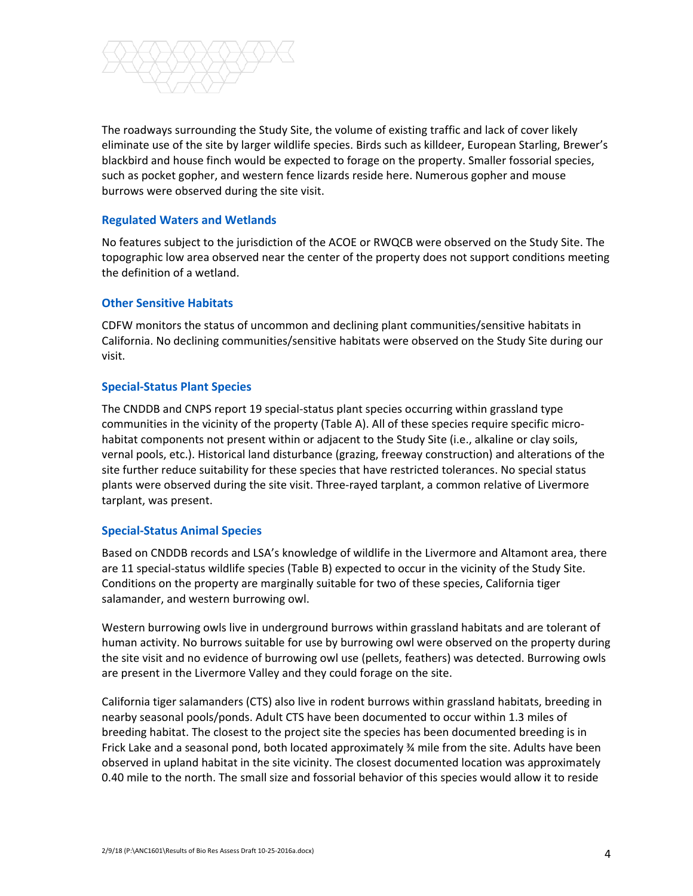The roadways surrounding the Study Site, the volume of existing traffic and lack of cover likely eliminate use of the site by larger wildlife species. Birds such as killdeer, European Starling, Brewer's blackbird and house finch would be expected to forage on the property. Smaller fossorial species, such as pocket gopher, and western fence lizards reside here. Numerous gopher and mouse burrows were observed during the site visit.

### Regulated Waters and Wetlands

No features subject to the jurisdiction of the ACOE or RWQCB were observed on the Study Site. The topographic low area observed near the center of the property does not support conditions meeting the definition of a wetland.

### Other Sensitive Habitats

CDFW monitors the status of uncommon and declining plant communities/sensitive habitats in California. No declining communities/sensitive habitats were observed on the Study Site during our visit.

### Special-Status Plant Species

The CNDDB and CNPS report 19 special-status plant species occurring within grassland type communities in the vicinity of the property (Table A). All of these species require specific micro-habitat components not present within or adjacent to the Study Site (i.e., alkaline or clay soils, vernal pools, etc.). Historical land disturbance (grazing, freeway construction) and alterations of the site further reduce suitability for these species that have restricted tolerances. No special status plants were observed during the site visit. Three-rayed tarplant, a common relative of Livermore tarplant, was present.

### Special-Status Animal Species

Based on CNDDB records and LSA's knowledge of wildlife in the Livermore and Altamont area, there are 11 special-status wildlife species (Table B) expected to occur in the vicinity of the Study Site. Conditions on the property are marginally suitable for two of these species, California tiger salamander, and western burrowing owl.

Western burrowing owls live in underground burrows within grassland habitats and are tolerant of human activity. No burrows suitable for use by burrowing owl were observed on the property during the site visit and no evidence of burrowing owl use (pellets, feathers) was detected. Burrowing owls are present in the Livermore Valley and they could forage on the site.

California tiger salamanders (CTS) also live in rodent burrows within grassland habitats, breeding in nearby seasonal pools/ponds. Adult CTS have been documented to occur within 1.3 miles of breeding habitat. The closest to the project site the species has been documented breeding is in Frick Lake and a seasonal pond, both located approximately ¾ mile from the site. Adults have been observed in upland habitat in the site vicinity. The closest documented location was approximately 0.40 mile to the north. The small size and fossorial behavior of this species would allow it to reside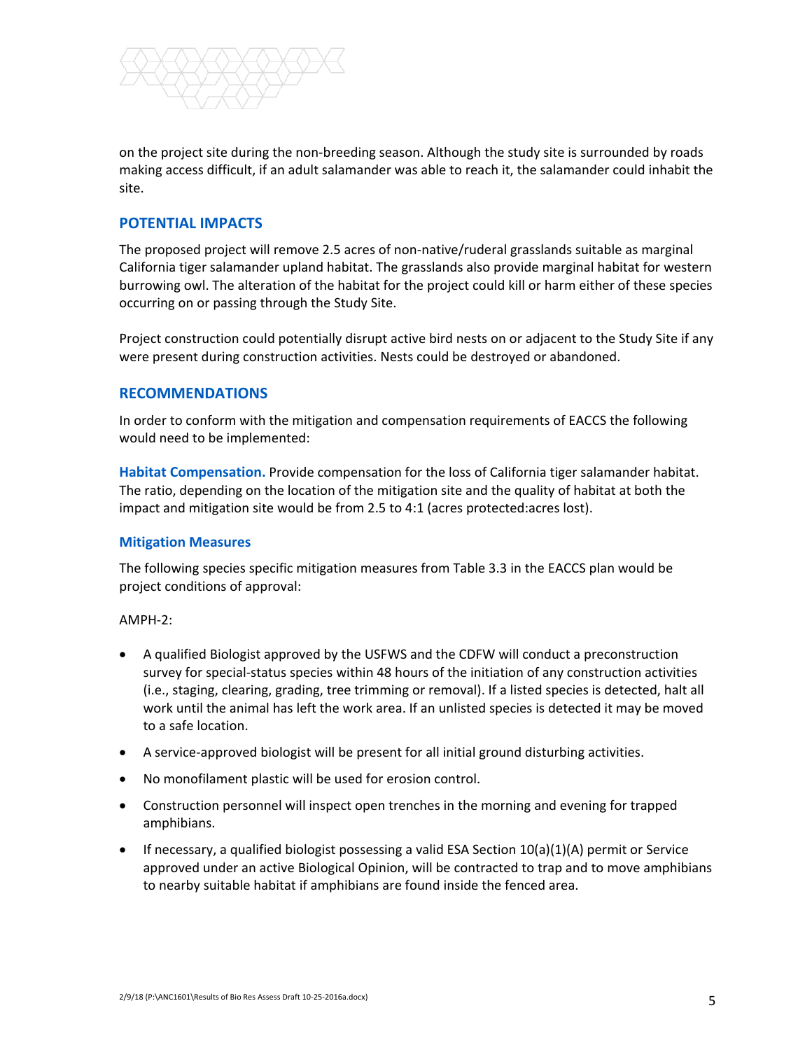on the project site during the non-breeding season. Although the study site is surrounded by roads making access difficult, if an adult salamander was able to reach it, the salamander could inhabit the site.

## POTENTIAL IMPACTS

The proposed project will remove 2.5 acres of non-native/ruderal grasslands suitable as marginal California tiger salamander upland habitat. The grasslands also provide marginal habitat for western burrowing owl. The alteration of the habitat for the project could kill or harm either of these species occurring on or passing through the Study Site.

Project construction could potentially disrupt active bird nests on or adjacent to the Study Site if any were present during construction activities. Nests could be destroyed or abandoned.

## RECOMMENDATIONS

In order to conform with the mitigation and compensation requirements of EACCS the following would need to be implemented:

**Habitat Compensation.** Provide compensation for the loss of California tiger salamander habitat. The ratio, depending on the location of the mitigation site and the quality of habitat at both the impact and mitigation site would be from 2.5 to 4:1 (acres protected:acres lost).

### Mitigation Measures

The following species specific mitigation measures from Table 3.3 in the EACCS plan would be project conditions of approval:

AMPH-2:

- A qualified Biologist approved by the USFWS and the CDFW will conduct a preconstruction survey for special-status species within 48 hours of the initiation of any construction activities (i.e., staging, clearing, grading, tree trimming or removal). If a listed species is detected, halt all work until the animal has left the work area. If an unlisted species is detected it may be moved to a safe location.
- A service-approved biologist will be present for all initial ground disturbing activities.
- No monofilament plastic will be used for erosion control.
- Construction personnel will inspect open trenches in the morning and evening for trapped amphibians.
- If necessary, a qualified biologist possessing a valid ESA Section 10(a)(1)(A) permit or Service approved under an active Biological Opinion, will be contracted to trap and to move amphibians to nearby suitable habitat if amphibians are found inside the fenced area.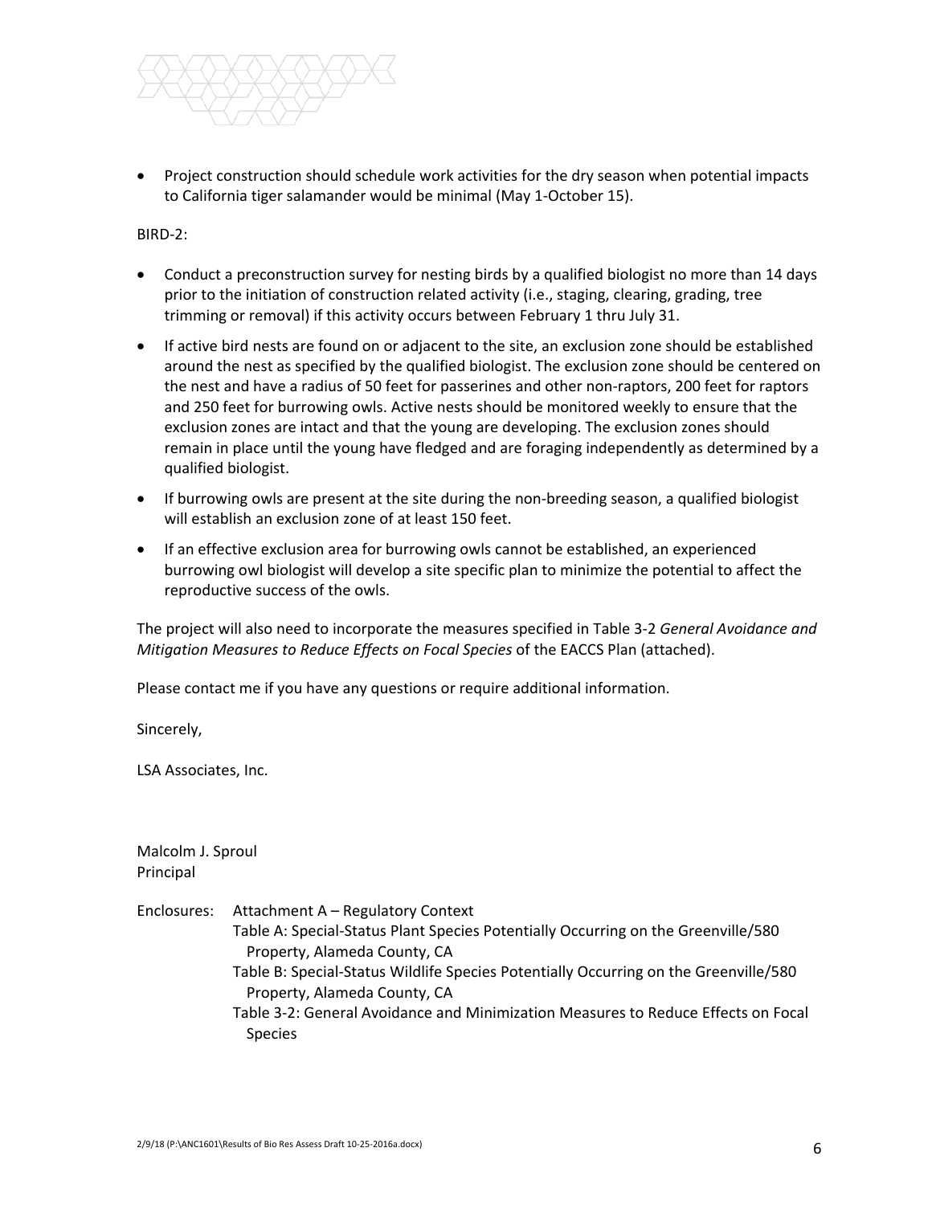- Project construction should schedule work activities for the dry season when potential impacts to California tiger salamander would be minimal (May 1-October 15).

BIRD-2:

- Conduct a preconstruction survey for nesting birds by a qualified biologist no more than 14 days prior to the initiation of construction related activity (i.e., staging, clearing, grading, tree trimming or removal) if this activity occurs between February 1 thru July 31.
- If active bird nests are found on or adjacent to the site, an exclusion zone should be established around the nest as specified by the qualified biologist. The exclusion zone should be centered on the nest and have a radius of 50 feet for passerines and other non-raptors, 200 feet for raptors and 250 feet for burrowing owls. Active nests should be monitored weekly to ensure that the exclusion zones are intact and that the young are developing. The exclusion zones should remain in place until the young have fledged and are foraging independently as determined by a qualified biologist.
- If burrowing owls are present at the site during the non-breeding season, a qualified biologist will establish an exclusion zone of at least 150 feet.
- If an effective exclusion area for burrowing owls cannot be established, an experienced burrowing owl biologist will develop a site specific plan to minimize the potential to affect the reproductive success of the owls.

The project will also need to incorporate the measures specified in Table 3-2 *General Avoidance and Mitigation Measures to Reduce Effects on Focal Species* of the EACCS Plan (attached).

Please contact me if you have any questions or require additional information.

Sincerely,

LSA Associates, Inc.

Malcolm J. Sproul
Principal

Enclosures: Attachment A – Regulatory Context
Table A: Special-Status Plant Species Potentially Occurring on the Greenville/580 Property, Alameda County, CA
Table B: Special-Status Wildlife Species Potentially Occurring on the Greenville/580 Property, Alameda County, CA
Table 3-2: General Avoidance and Minimization Measures to Reduce Effects on Focal Species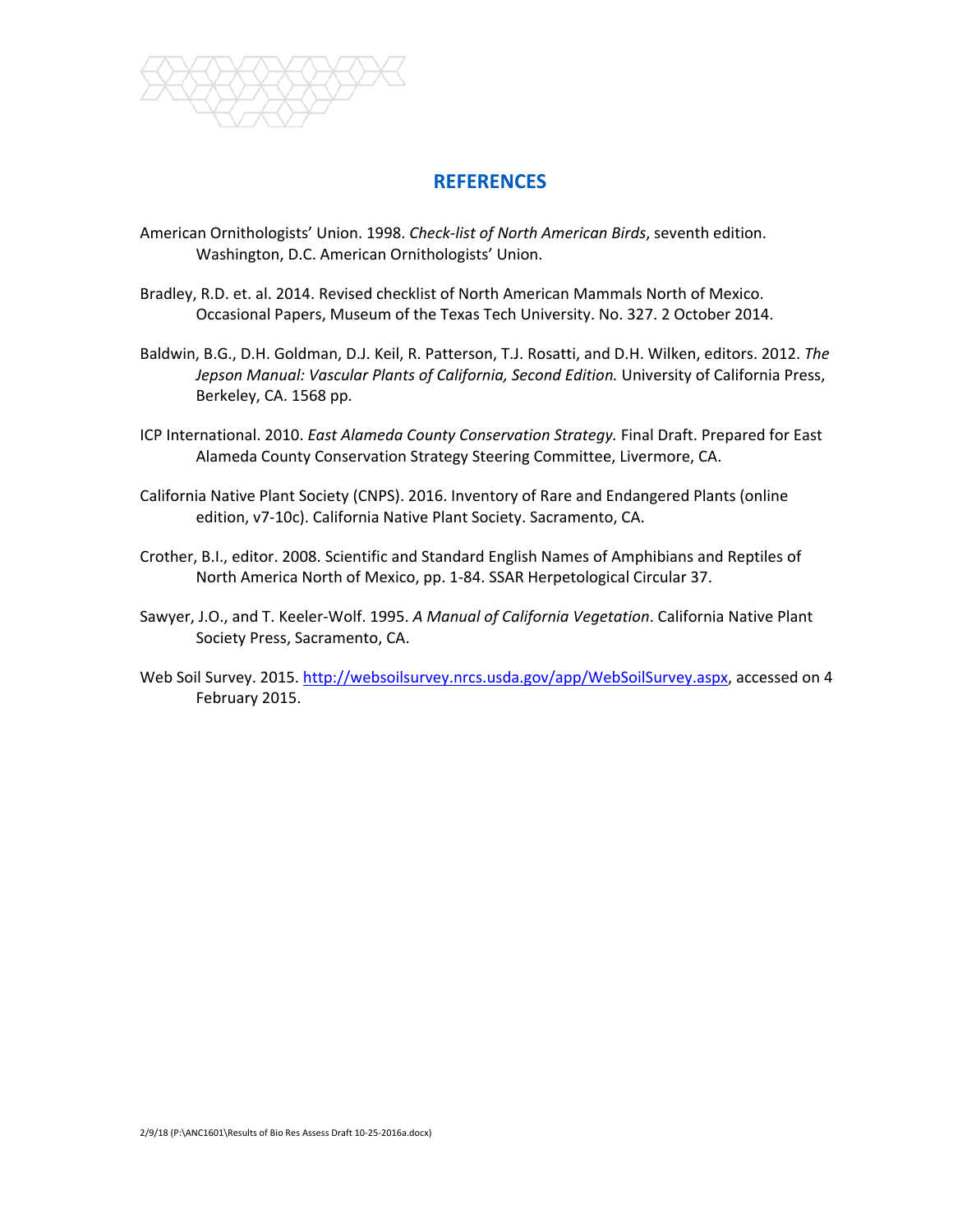## REFERENCES

American Ornithologists' Union. 1998. *Check-list of North American Birds*, seventh edition. Washington, D.C. American Ornithologists' Union.

Bradley, R.D. et. al. 2014. Revised checklist of North American Mammals North of Mexico. Occasional Papers, Museum of the Texas Tech University. No. 327. 2 October 2014.

Baldwin, B.G., D.H. Goldman, D.J. Keil, R. Patterson, T.J. Rosatti, and D.H. Wilken, editors. 2012. *The Jepson Manual: Vascular Plants of California, Second Edition.* University of California Press, Berkeley, CA. 1568 pp.

ICP International. 2010. *East Alameda County Conservation Strategy.* Final Draft. Prepared for East Alameda County Conservation Strategy Steering Committee, Livermore, CA.

California Native Plant Society (CNPS). 2016. Inventory of Rare and Endangered Plants (online edition, v7-10c). California Native Plant Society. Sacramento, CA.

Crother, B.I., editor. 2008. Scientific and Standard English Names of Amphibians and Reptiles of North America North of Mexico, pp. 1-84. SSAR Herpetological Circular 37.

Sawyer, J.O., and T. Keeler-Wolf. 1995. *A Manual of California Vegetation*. California Native Plant Society Press, Sacramento, CA.

Web Soil Survey. 2015. http://websoilsurvey.nrcs.usda.gov/app/WebSoilSurvey.aspx, accessed on 4 February 2015.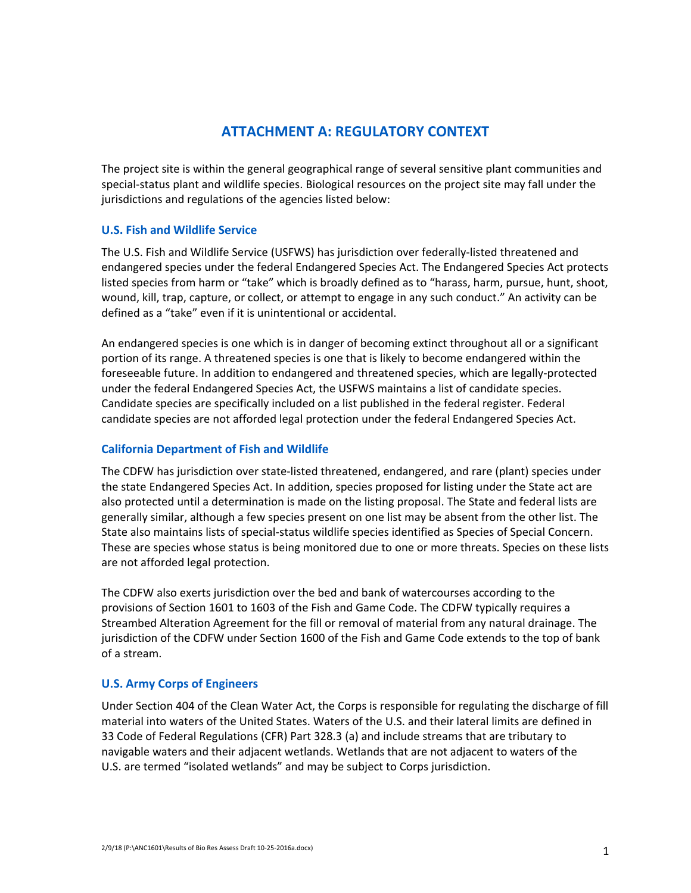# ATTACHMENT A: REGULATORY CONTEXT

The project site is within the general geographical range of several sensitive plant communities and special-status plant and wildlife species. Biological resources on the project site may fall under the jurisdictions and regulations of the agencies listed below:

### U.S. Fish and Wildlife Service

The U.S. Fish and Wildlife Service (USFWS) has jurisdiction over federally-listed threatened and endangered species under the federal Endangered Species Act. The Endangered Species Act protects listed species from harm or "take" which is broadly defined as to "harass, harm, pursue, hunt, shoot, wound, kill, trap, capture, or collect, or attempt to engage in any such conduct." An activity can be defined as a "take" even if it is unintentional or accidental.

An endangered species is one which is in danger of becoming extinct throughout all or a significant portion of its range. A threatened species is one that is likely to become endangered within the foreseeable future. In addition to endangered and threatened species, which are legally-protected under the federal Endangered Species Act, the USFWS maintains a list of candidate species. Candidate species are specifically included on a list published in the federal register. Federal candidate species are not afforded legal protection under the federal Endangered Species Act.

### California Department of Fish and Wildlife

The CDFW has jurisdiction over state-listed threatened, endangered, and rare (plant) species under the state Endangered Species Act. In addition, species proposed for listing under the State act are also protected until a determination is made on the listing proposal. The State and federal lists are generally similar, although a few species present on one list may be absent from the other list. The State also maintains lists of special-status wildlife species identified as Species of Special Concern. These are species whose status is being monitored due to one or more threats. Species on these lists are not afforded legal protection.

The CDFW also exerts jurisdiction over the bed and bank of watercourses according to the provisions of Section 1601 to 1603 of the Fish and Game Code. The CDFW typically requires a Streambed Alteration Agreement for the fill or removal of material from any natural drainage. The jurisdiction of the CDFW under Section 1600 of the Fish and Game Code extends to the top of bank of a stream.

### U.S. Army Corps of Engineers

Under Section 404 of the Clean Water Act, the Corps is responsible for regulating the discharge of fill material into waters of the United States. Waters of the U.S. and their lateral limits are defined in 33 Code of Federal Regulations (CFR) Part 328.3 (a) and include streams that are tributary to navigable waters and their adjacent wetlands. Wetlands that are not adjacent to waters of the U.S. are termed "isolated wetlands" and may be subject to Corps jurisdiction.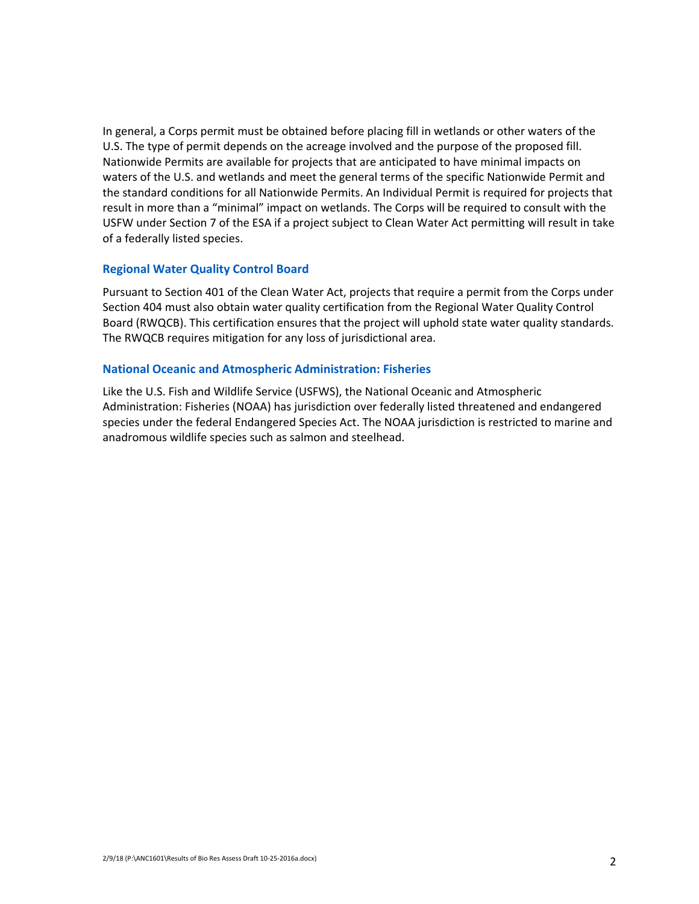In general, a Corps permit must be obtained before placing fill in wetlands or other waters of the U.S. The type of permit depends on the acreage involved and the purpose of the proposed fill. Nationwide Permits are available for projects that are anticipated to have minimal impacts on waters of the U.S. and wetlands and meet the general terms of the specific Nationwide Permit and the standard conditions for all Nationwide Permits. An Individual Permit is required for projects that result in more than a "minimal" impact on wetlands. The Corps will be required to consult with the USFW under Section 7 of the ESA if a project subject to Clean Water Act permitting will result in take of a federally listed species.

### Regional Water Quality Control Board

Pursuant to Section 401 of the Clean Water Act, projects that require a permit from the Corps under Section 404 must also obtain water quality certification from the Regional Water Quality Control Board (RWQCB). This certification ensures that the project will uphold state water quality standards. The RWQCB requires mitigation for any loss of jurisdictional area.

### National Oceanic and Atmospheric Administration: Fisheries

Like the U.S. Fish and Wildlife Service (USFWS), the National Oceanic and Atmospheric Administration: Fisheries (NOAA) has jurisdiction over federally listed threatened and endangered species under the federal Endangered Species Act. The NOAA jurisdiction is restricted to marine and anadromous wildlife species such as salmon and steelhead.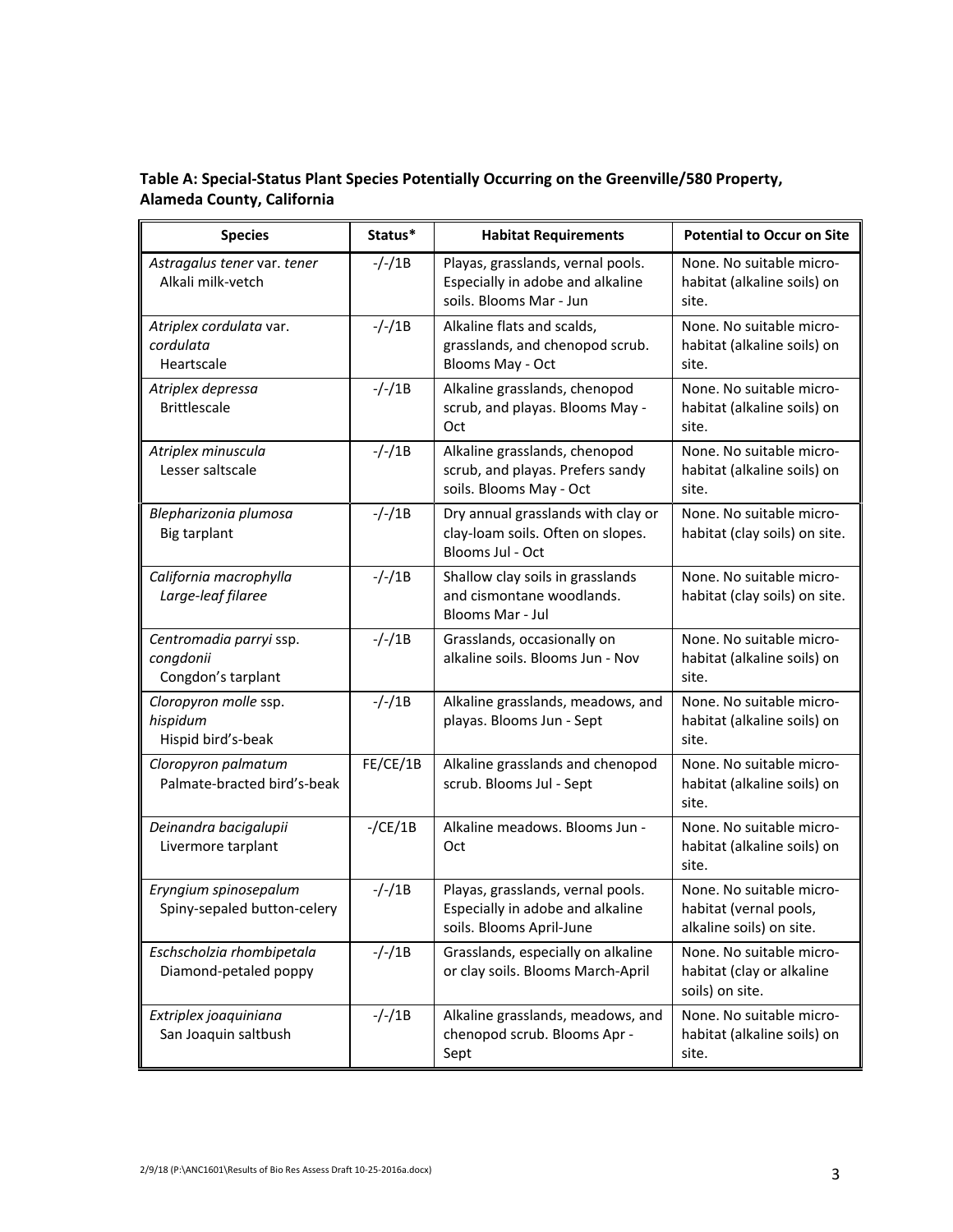**Table A: Special-Status Plant Species Potentially Occurring on the Greenville/580 Property, Alameda County, California**

| Species | Status* | Habitat Requirements | Potential to Occur on Site |
|---|---|---|---|
| *Astragalus tener* var. *tener* Alkali milk-vetch | -/-/1B | Playas, grasslands, vernal pools. Especially in adobe and alkaline soils. Blooms Mar - Jun | None. No suitable micro-habitat (alkaline soils) on site. |
| *Atriplex cordulata* var. *cordulata* Heartscale | -/-/1B | Alkaline flats and scalds, grasslands, and chenopod scrub. Blooms May - Oct | None. No suitable micro-habitat (alkaline soils) on site. |
| *Atriplex depressa* Brittlescale | -/-/1B | Alkaline grasslands, chenopod scrub, and playas. Blooms May - Oct | None. No suitable micro-habitat (alkaline soils) on site. |
| *Atriplex minuscula* Lesser saltscale | -/-/1B | Alkaline grasslands, chenopod scrub, and playas. Prefers sandy soils. Blooms May - Oct | None. No suitable micro-habitat (alkaline soils) on site. |
| *Blepharizonia plumosa* Big tarplant | -/-/1B | Dry annual grasslands with clay or clay-loam soils. Often on slopes. Blooms Jul - Oct | None. No suitable micro-habitat (clay soils) on site. |
| *California macrophylla* *Large-leaf filaree* | -/-/1B | Shallow clay soils in grasslands and cismontane woodlands. Blooms Mar - Jul | None. No suitable micro-habitat (clay soils) on site. |
| *Centromadia parryi* ssp. *congdonii* Congdon's tarplant | -/-/1B | Grasslands, occasionally on alkaline soils. Blooms Jun - Nov | None. No suitable micro-habitat (alkaline soils) on site. |
| *Cloropyron molle* ssp. *hispidum* Hispid bird's-beak | -/-/1B | Alkaline grasslands, meadows, and playas. Blooms Jun - Sept | None. No suitable micro-habitat (alkaline soils) on site. |
| *Cloropyron palmatum* Palmate-bracted bird's-beak | FE/CE/1B | Alkaline grasslands and chenopod scrub. Blooms Jul - Sept | None. No suitable micro-habitat (alkaline soils) on site. |
| *Deinandra bacigalupii* Livermore tarplant | -/CE/1B | Alkaline meadows. Blooms Jun - Oct | None. No suitable micro-habitat (alkaline soils) on site. |
| *Eryngium spinosepalum* Spiny-sepaled button-celery | -/-/1B | Playas, grasslands, vernal pools. Especially in adobe and alkaline soils. Blooms April-June | None. No suitable micro-habitat (vernal pools, alkaline soils) on site. |
| *Eschscholzia rhombipetala* Diamond-petaled poppy | -/-/1B | Grasslands, especially on alkaline or clay soils. Blooms March-April | None. No suitable micro-habitat (clay or alkaline soils) on site. |
| *Extriplex joaquiniana* San Joaquin saltbush | -/-/1B | Alkaline grasslands, meadows, and chenopod scrub. Blooms Apr - Sept | None. No suitable micro-habitat (alkaline soils) on site. |

2/9/18 (P:\ANC1601\Results of Bio Res Assess Draft 10-25-2016a.docx)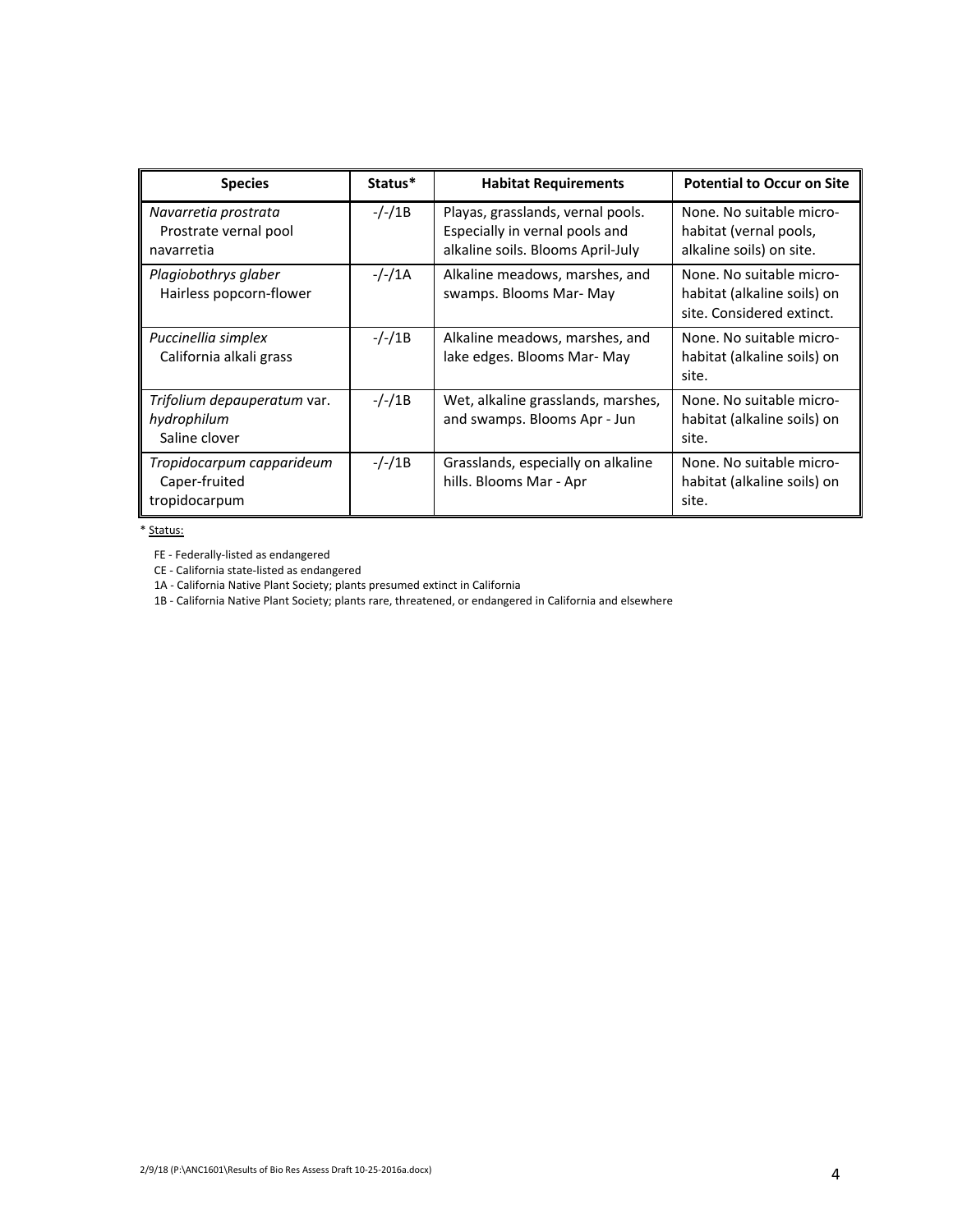| Species | Status* | Habitat Requirements | Potential to Occur on Site |
| --- | --- | --- | --- |
| *Navarretia prostrata* Prostrate vernal pool navarretia | -/-/1B | Playas, grasslands, vernal pools. Especially in vernal pools and alkaline soils. Blooms April-July | None. No suitable micro-habitat (vernal pools, alkaline soils) on site. |
| *Plagiobothrys glaber* Hairless popcorn-flower | -/-/1A | Alkaline meadows, marshes, and swamps. Blooms Mar- May | None. No suitable micro-habitat (alkaline soils) on site. Considered extinct. |
| *Puccinellia simplex* California alkali grass | -/-/1B | Alkaline meadows, marshes, and lake edges. Blooms Mar- May | None. No suitable micro-habitat (alkaline soils) on site. |
| *Trifolium depauperatum* var. *hydrophilum* Saline clover | -/-/1B | Wet, alkaline grasslands, marshes, and swamps. Blooms Apr - Jun | None. No suitable micro-habitat (alkaline soils) on site. |
| *Tropidocarpum capparideum* Caper-fruited tropidocarpum | -/-/1B | Grasslands, especially on alkaline hills. Blooms Mar - Apr | None. No suitable micro-habitat (alkaline soils) on site. |

\* Status:

FE - Federally-listed as endangered

CE - California state-listed as endangered

1A - California Native Plant Society; plants presumed extinct in California

1B - California Native Plant Society; plants rare, threatened, or endangered in California and elsewhere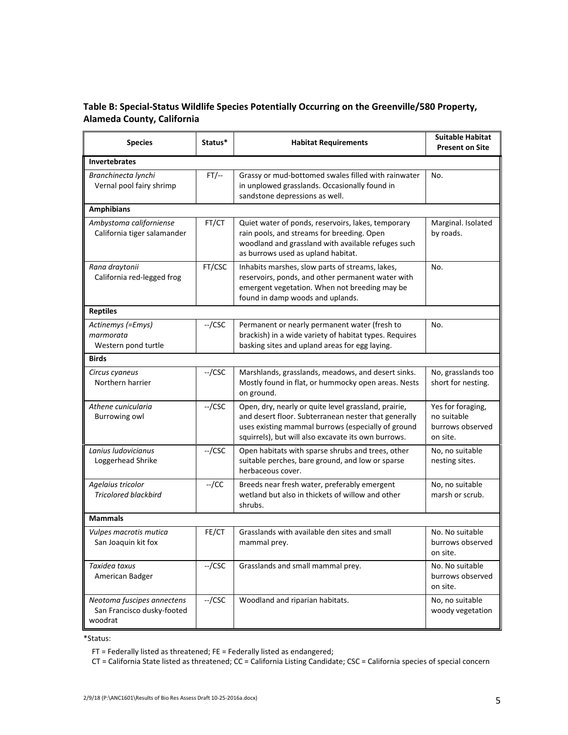**Table B: Special-Status Wildlife Species Potentially Occurring on the Greenville/580 Property, Alameda County, California**

| Species | Status* | Habitat Requirements | Suitable Habitat Present on Site |
|---|---|---|---|
| **Invertebrates** | | | |
| *Branchinecta lynchi* Vernal pool fairy shrimp | FT/-- | Grassy or mud-bottomed swales filled with rainwater in unplowed grasslands. Occasionally found in sandstone depressions as well. | No. |
| **Amphibians** | | | |
| *Ambystoma californiense* California tiger salamander | FT/CT | Quiet water of ponds, reservoirs, lakes, temporary rain pools, and streams for breeding. Open woodland and grassland with available refuges such as burrows used as upland habitat. | Marginal. Isolated by roads. |
| *Rana draytonii* California red-legged frog | FT/CSC | Inhabits marshes, slow parts of streams, lakes, reservoirs, ponds, and other permanent water with emergent vegetation. When not breeding may be found in damp woods and uplands. | No. |
| **Reptiles** | | | |
| *Actinemys (=Emys) marmorata* Western pond turtle | --/CSC | Permanent or nearly permanent water (fresh to brackish) in a wide variety of habitat types. Requires basking sites and upland areas for egg laying. | No. |
| **Birds** | | | |
| *Circus cyaneus* Northern harrier | --/CSC | Marshlands, grasslands, meadows, and desert sinks. Mostly found in flat, or hummocky open areas. Nests on ground. | No, grasslands too short for nesting. |
| *Athene cunicularia* Burrowing owl | --/CSC | Open, dry, nearly or quite level grassland, prairie, and desert floor. Subterranean nester that generally uses existing mammal burrows (especially of ground squirrels), but will also excavate its own burrows. | Yes for foraging, no suitable burrows observed on site. |
| *Lanius ludovicianus* Loggerhead Shrike | --/CSC | Open habitats with sparse shrubs and trees, other suitable perches, bare ground, and low or sparse herbaceous cover. | No, no suitable nesting sites. |
| *Agelaius tricolor* *Tricolored blackbird* | --/CC | Breeds near fresh water, preferably emergent wetland but also in thickets of willow and other shrubs. | No, no suitable marsh or scrub. |
| **Mammals** | | | |
| *Vulpes macrotis mutica* San Joaquin kit fox | FE/CT | Grasslands with available den sites and small mammal prey. | No. No suitable burrows observed on site. |
| *Taxidea taxus* American Badger | --/CSC | Grasslands and small mammal prey. | No. No suitable burrows observed on site. |
| *Neotoma fuscipes annectens* San Francisco dusky-footed woodrat | --/CSC | Woodland and riparian habitats. | No, no suitable woody vegetation |

*Status:

FT = Federally listed as threatened; FE = Federally listed as endangered;

CT = California State listed as threatened; CC = California Listing Candidate; CSC = California species of special concern

2/9/18 (P:\ANC1601\Results of Bio Res Assess Draft 10-25-2016a.docx)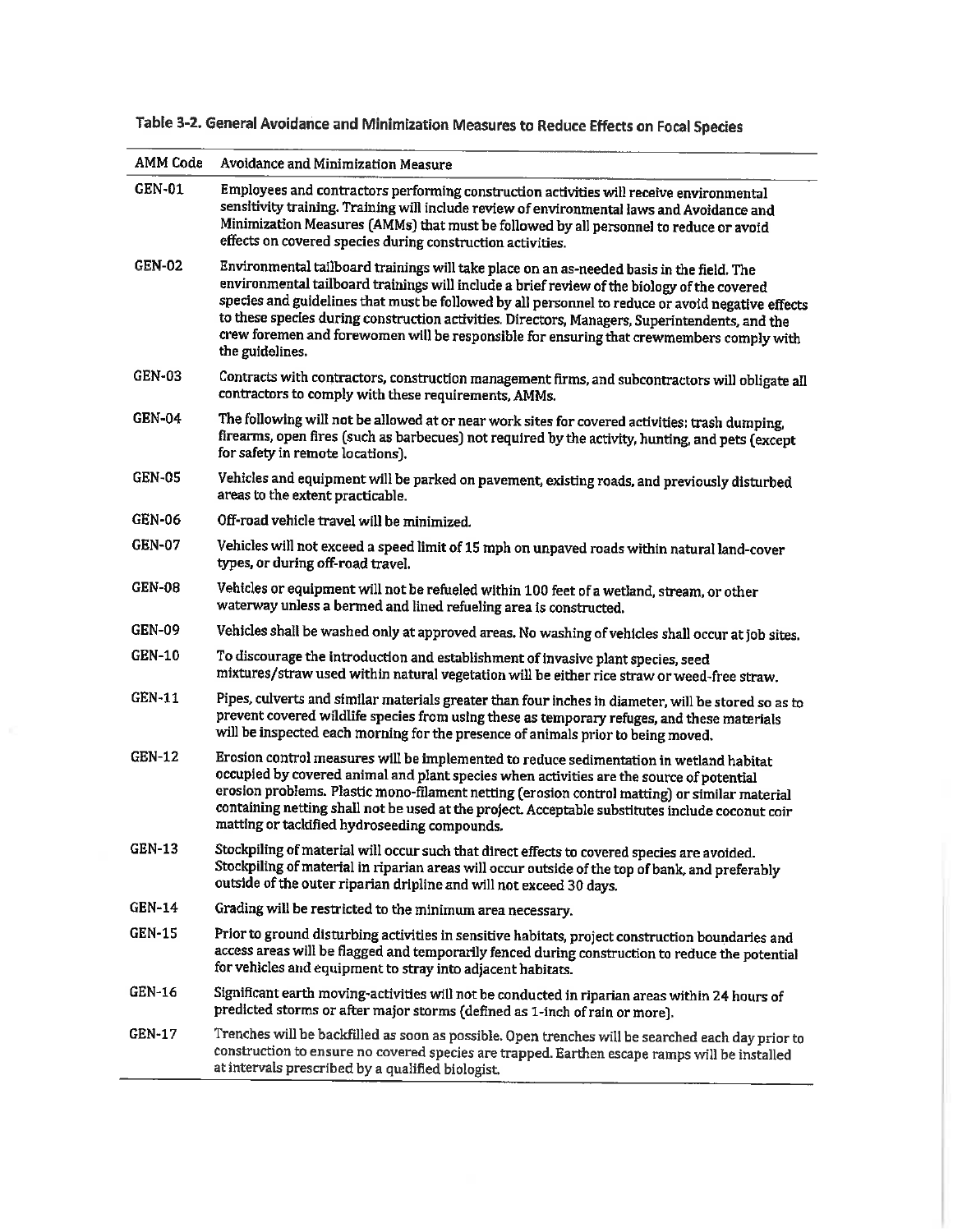**Table 3-2. General Avoidance and Minimization Measures to Reduce Effects on Focal Species**

| AMM Code | Avoidance and Minimization Measure |
|---|---|
| GEN-01 | Employees and contractors performing construction activities will receive environmental sensitivity training. Training will include review of environmental laws and Avoidance and Minimization Measures (AMMs) that must be followed by all personnel to reduce or avoid effects on covered species during construction activities. |
| GEN-02 | Environmental tailboard trainings will take place on an as-needed basis in the field. The environmental tailboard trainings will include a brief review of the biology of the covered species and guidelines that must be followed by all personnel to reduce or avoid negative effects to these species during construction activities. Directors, Managers, Superintendents, and the crew foremen and forewomen will be responsible for ensuring that crewmembers comply with the guidelines. |
| GEN-03 | Contracts with contractors, construction management firms, and subcontractors will obligate all contractors to comply with these requirements, AMMs. |
| GEN-04 | The following will not be allowed at or near work sites for covered activities: trash dumping, firearms, open fires (such as barbecues) not required by the activity, hunting, and pets (except for safety in remote locations). |
| GEN-05 | Vehicles and equipment will be parked on pavement, existing roads, and previously disturbed areas to the extent practicable. |
| GEN-06 | Off-road vehicle travel will be minimized. |
| GEN-07 | Vehicles will not exceed a speed limit of 15 mph on unpaved roads within natural land-cover types, or during off-road travel. |
| GEN-08 | Vehicles or equipment will not be refueled within 100 feet of a wetland, stream, or other waterway unless a bermed and lined refueling area is constructed. |
| GEN-09 | Vehicles shall be washed only at approved areas. No washing of vehicles shall occur at job sites. |
| GEN-10 | To discourage the introduction and establishment of invasive plant species, seed mixtures/straw used within natural vegetation will be either rice straw or weed-free straw. |
| GEN-11 | Pipes, culverts and similar materials greater than four inches in diameter, will be stored so as to prevent covered wildlife species from using these as temporary refuges, and these materials will be inspected each morning for the presence of animals prior to being moved. |
| GEN-12 | Erosion control measures will be implemented to reduce sedimentation in wetland habitat occupied by covered animal and plant species when activities are the source of potential erosion problems. Plastic mono-filament netting (erosion control matting) or similar material containing netting shall not be used at the project. Acceptable substitutes include coconut coir matting or tackified hydroseeding compounds. |
| GEN-13 | Stockpiling of material will occur such that direct effects to covered species are avoided. Stockpiling of material in riparian areas will occur outside of the top of bank, and preferably outside of the outer riparian dripline and will not exceed 30 days. |
| GEN-14 | Grading will be restricted to the minimum area necessary. |
| GEN-15 | Prior to ground disturbing activities in sensitive habitats, project construction boundaries and access areas will be flagged and temporarily fenced during construction to reduce the potential for vehicles and equipment to stray into adjacent habitats. |
| GEN-16 | Significant earth moving-activities will not be conducted in riparian areas within 24 hours of predicted storms or after major storms (defined as 1-inch of rain or more). |
| GEN-17 | Trenches will be backfilled as soon as possible. Open trenches will be searched each day prior to construction to ensure no covered species are trapped. Earthen escape ramps will be installed at intervals prescribed by a qualified biologist. |